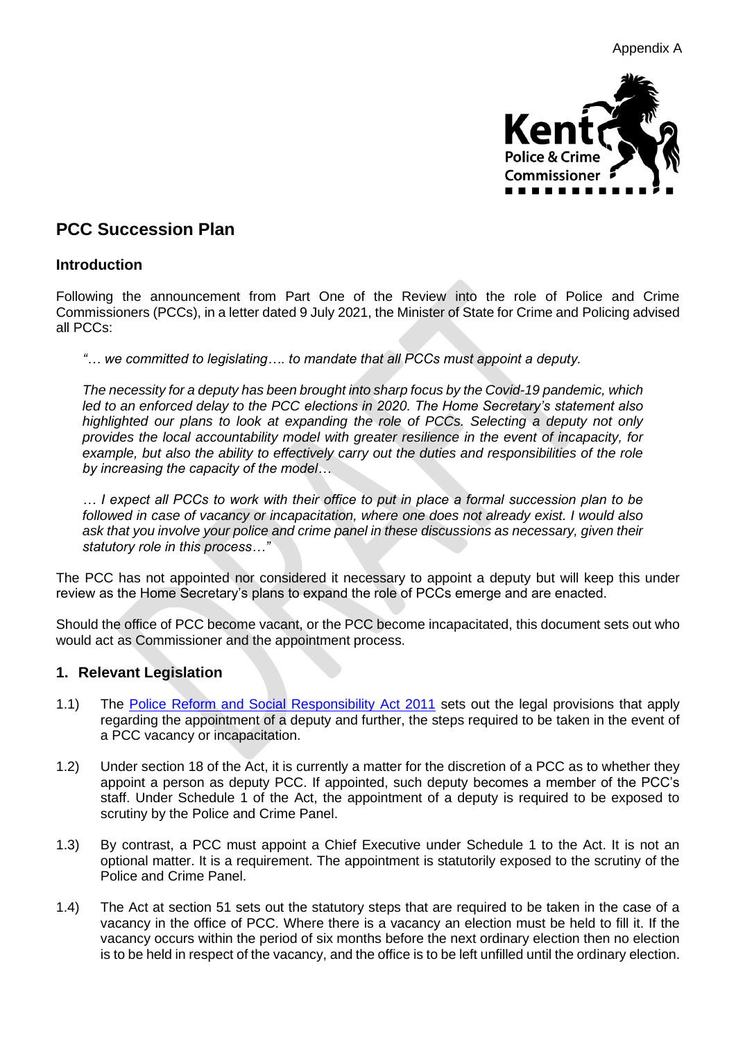Appendix A

# PCC Succession Plan

## Introduction

Following the announcement from Part One of the Review into the role of Police and Crime Commissioners (PCCs), in a letter dated 9 July 2021, the Minister of State for Crime and Policing advised all PCCs:

> *"… we committed to legislating…. to mandate that all PCCs must appoint a deputy.*
>
> *The necessity for a deputy has been brought into sharp focus by the Covid-19 pandemic, which led to an enforced delay to the PCC elections in 2020. The Home Secretary's statement also highlighted our plans to look at expanding the role of PCCs. Selecting a deputy not only provides the local accountability model with greater resilience in the event of incapacity, for example, but also the ability to effectively carry out the duties and responsibilities of the role by increasing the capacity of the model…*
>
> *… I expect all PCCs to work with their office to put in place a formal succession plan to be followed in case of vacancy or incapacitation, where one does not already exist. I would also ask that you involve your police and crime panel in these discussions as necessary, given their statutory role in this process…"*

The PCC has not appointed nor considered it necessary to appoint a deputy but will keep this under review as the Home Secretary's plans to expand the role of PCCs emerge and are enacted.

Should the office of PCC become vacant, or the PCC become incapacitated, this document sets out who would act as Commissioner and the appointment process.

## 1. Relevant Legislation

1.1) The Police Reform and Social Responsibility Act 2011 sets out the legal provisions that apply regarding the appointment of a deputy and further, the steps required to be taken in the event of a PCC vacancy or incapacitation.

1.2) Under section 18 of the Act, it is currently a matter for the discretion of a PCC as to whether they appoint a person as deputy PCC. If appointed, such deputy becomes a member of the PCC's staff. Under Schedule 1 of the Act, the appointment of a deputy is required to be exposed to scrutiny by the Police and Crime Panel.

1.3) By contrast, a PCC must appoint a Chief Executive under Schedule 1 to the Act. It is not an optional matter. It is a requirement. The appointment is statutorily exposed to the scrutiny of the Police and Crime Panel.

1.4) The Act at section 51 sets out the statutory steps that are required to be taken in the case of a vacancy in the office of PCC. Where there is a vacancy an election must be held to fill it. If the vacancy occurs within the period of six months before the next ordinary election then no election is to be held in respect of the vacancy, and the office is to be left unfilled until the ordinary election.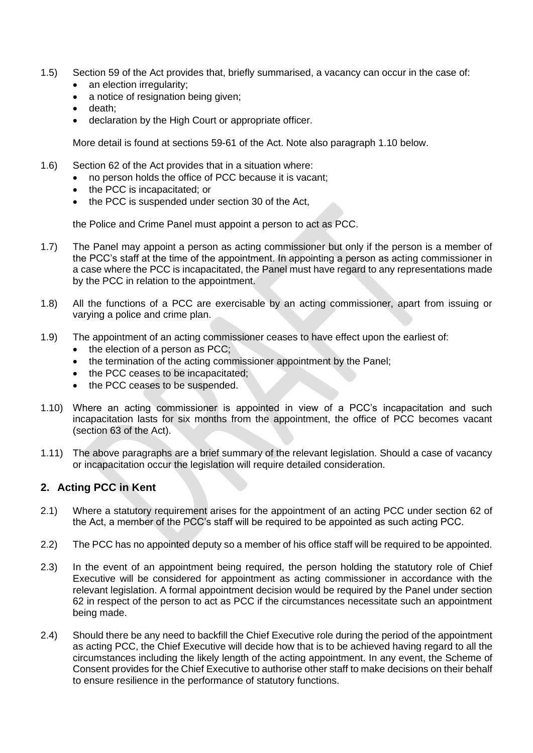1.5) Section 59 of the Act provides that, briefly summarised, a vacancy can occur in the case of:

- an election irregularity;
- a notice of resignation being given;
- death;
- declaration by the High Court or appropriate officer.

More detail is found at sections 59-61 of the Act. Note also paragraph 1.10 below.

1.6) Section 62 of the Act provides that in a situation where:

- no person holds the office of PCC because it is vacant;
- the PCC is incapacitated; or
- the PCC is suspended under section 30 of the Act,

the Police and Crime Panel must appoint a person to act as PCC.

1.7) The Panel may appoint a person as acting commissioner but only if the person is a member of the PCC's staff at the time of the appointment. In appointing a person as acting commissioner in a case where the PCC is incapacitated, the Panel must have regard to any representations made by the PCC in relation to the appointment.

1.8) All the functions of a PCC are exercisable by an acting commissioner, apart from issuing or varying a police and crime plan.

1.9) The appointment of an acting commissioner ceases to have effect upon the earliest of:

- the election of a person as PCC;
- the termination of the acting commissioner appointment by the Panel;
- the PCC ceases to be incapacitated;
- the PCC ceases to be suspended.

1.10) Where an acting commissioner is appointed in view of a PCC's incapacitation and such incapacitation lasts for six months from the appointment, the office of PCC becomes vacant (section 63 of the Act).

1.11) The above paragraphs are a brief summary of the relevant legislation. Should a case of vacancy or incapacitation occur the legislation will require detailed consideration.

## 2. Acting PCC in Kent

2.1) Where a statutory requirement arises for the appointment of an acting PCC under section 62 of the Act, a member of the PCC's staff will be required to be appointed as such acting PCC.

2.2) The PCC has no appointed deputy so a member of his office staff will be required to be appointed.

2.3) In the event of an appointment being required, the person holding the statutory role of Chief Executive will be considered for appointment as acting commissioner in accordance with the relevant legislation. A formal appointment decision would be required by the Panel under section 62 in respect of the person to act as PCC if the circumstances necessitate such an appointment being made.

2.4) Should there be any need to backfill the Chief Executive role during the period of the appointment as acting PCC, the Chief Executive will decide how that is to be achieved having regard to all the circumstances including the likely length of the acting appointment. In any event, the Scheme of Consent provides for the Chief Executive to authorise other staff to make decisions on their behalf to ensure resilience in the performance of statutory functions.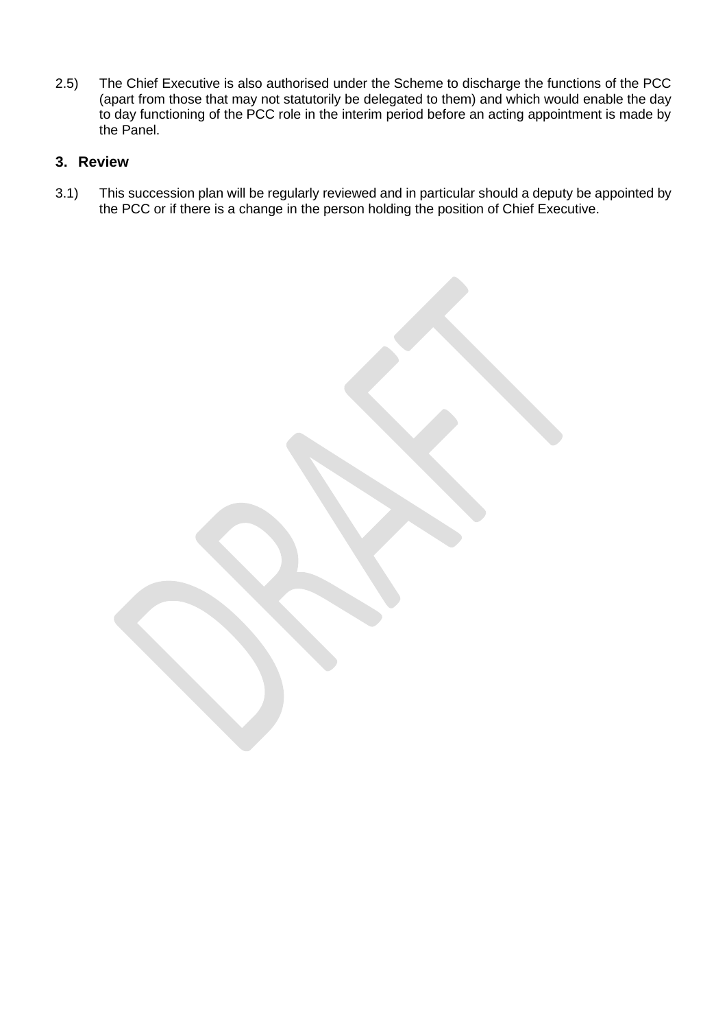2.5) The Chief Executive is also authorised under the Scheme to discharge the functions of the PCC (apart from those that may not statutorily be delegated to them) and which would enable the day to day functioning of the PCC role in the interim period before an acting appointment is made by the Panel.

## 3. Review

3.1) This succession plan will be regularly reviewed and in particular should a deputy be appointed by the PCC or if there is a change in the person holding the position of Chief Executive.